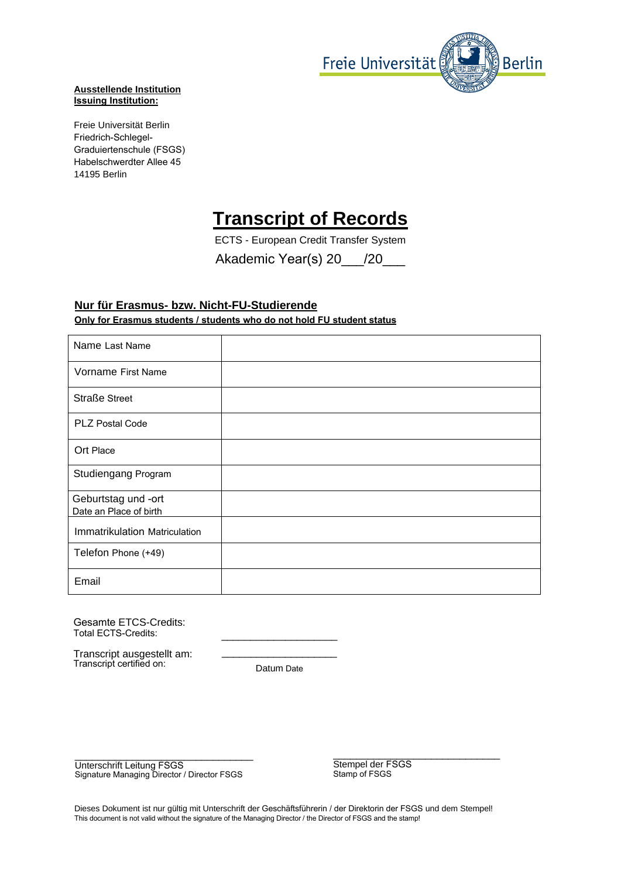Freie Universität Berlin

**Ausstellende Institution**
**Issuing Institution:**

Freie Universität Berlin
Friedrich-Schlegel-
Graduiertenschule (FSGS)
Habelschwerdter Allee 45
14195 Berlin

# Transcript of Records

ECTS - European Credit Transfer System

Akademic Year(s) 20___/20___

## Nur für Erasmus- bzw. Nicht-FU-Studierende

**Only for Erasmus students / students who do not hold FU student status**

| | |
|---|---|
| Name Last Name | |
| Vorname First Name | |
| Straße Street | |
| PLZ Postal Code | |
| Ort Place | |
| Studiengang Program | |
| Geburtstag und -ort Date an Place of birth | |
| Immatrikulation Matriculation | |
| Telefon Phone (+49) | |
| Email | |

Gesamte ETCS-Credits:
Total ECTS-Credits: ____________________

Transcript ausgestellt am:
Transcript certified on: ____________________
Datum Date

________________________________
Unterschrift Leitung FSGS
Signature Managing Director / Director FSGS

________________________________
Stempel der FSGS
Stamp of FSGS

Dieses Dokument ist nur gültig mit Unterschrift der Geschäftsführerin / der Direktorin der FSGS und dem Stempel!
This document is not valid without the signature of the Managing Director / the Director of FSGS and the stamp!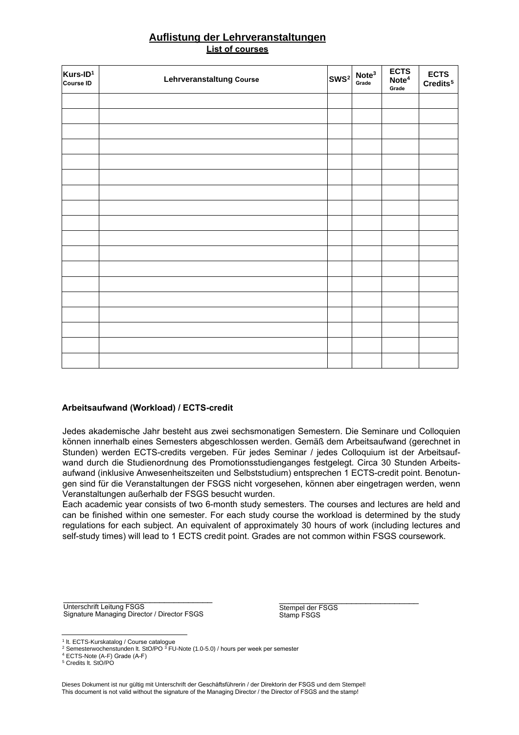## Auflistung der Lehrveranstaltungen
### List of courses

| Kurs-ID[1] Course ID | Lehrveranstaltung Course | SWS[2] | Note[3] Grade | ECTS Note[4] Grade | ECTS Credits[5] |
|---|---|---|---|---|---|
| | | | | | |
| | | | | | |
| | | | | | |
| | | | | | |
| | | | | | |
| | | | | | |
| | | | | | |
| | | | | | |
| | | | | | |
| | | | | | |
| | | | | | |
| | | | | | |
| | | | | | |
| | | | | | |
| | | | | | |
| | | | | | |
| | | | | | |
| | | | | | |

**Arbeitsaufwand (Workload) / ECTS-credit**

Jedes akademische Jahr besteht aus zwei sechsmonatigen Semestern. Die Seminare und Colloquien können innerhalb eines Semesters abgeschlossen werden. Gemäß dem Arbeitsaufwand (gerechnet in Stunden) werden ECTS-credits vergeben. Für jedes Seminar / jedes Colloquium ist der Arbeitsaufwand durch die Studienordnung des Promotionsstudienganges festgelegt. Circa 30 Stunden Arbeitsaufwand (inklusive Anwesenheitszeiten und Selbststudium) entsprechen 1 ECTS-credit point. Benotungen sind für die Veranstaltungen der FSGS nicht vorgesehen, können aber eingetragen werden, wenn Veranstaltungen außerhalb der FSGS besucht wurden.

Each academic year consists of two 6-month study semesters. The courses and lectures are held and can be finished within one semester. For each study course the workload is determined by the study regulations for each subject. An equivalent of approximately 30 hours of work (including lectures and self-study times) will lead to 1 ECTS credit point. Grades are not common within FSGS coursework.

\_\_\_\_\_\_\_\_\_\_\_\_\_\_\_\_\_\_\_\_\_\_\_\_\_\_\_\_\_\_\_\_
Unterschrift Leitung FSGS
Signature Managing Director / Director FSGS

\_\_\_\_\_\_\_\_\_\_\_\_\_\_\_\_\_\_\_\_\_\_\_\_\_\_\_\_\_\_\_\_
Stempel der FSGS
Stamp FSGS

[1] lt. ECTS-Kurskatalog / Course catalogue
[2] Semesterwochenstunden lt. StO/PO [3] FU-Note (1.0-5.0) / hours per week per semester
[4] ECTS-Note (A-F) Grade (A-F)
[5] Credits lt. StO/PO

Dieses Dokument ist nur gültig mit Unterschrift der Geschäftsführerin / der Direktorin der FSGS und dem Stempel!
This document is not valid without the signature of the Managing Director / the Director of FSGS and the stamp!